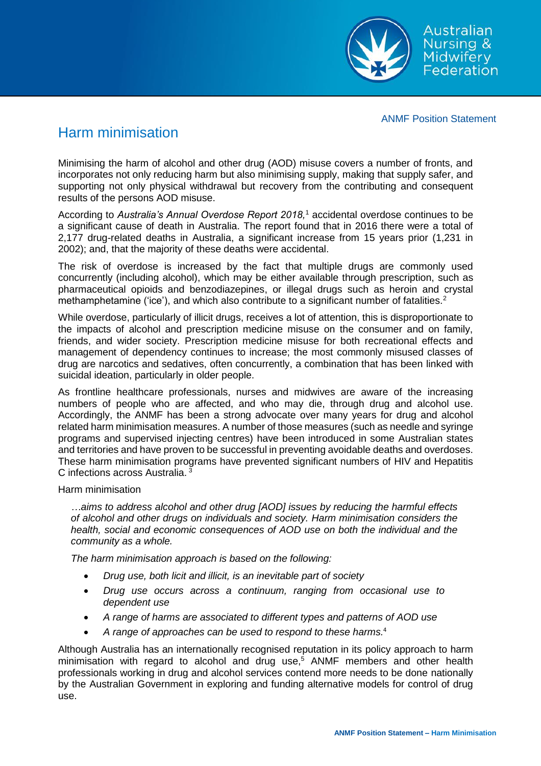ANMF Position Statement

# Harm minimisation

Minimising the harm of alcohol and other drug (AOD) misuse covers a number of fronts, and incorporates not only reducing harm but also minimising supply, making that supply safer, and supporting not only physical withdrawal but recovery from the contributing and consequent results of the persons AOD misuse.

According to *Australia's Annual Overdose Report 2018,*[1] accidental overdose continues to be a significant cause of death in Australia. The report found that in 2016 there were a total of 2,177 drug-related deaths in Australia, a significant increase from 15 years prior (1,231 in 2002); and, that the majority of these deaths were accidental.

The risk of overdose is increased by the fact that multiple drugs are commonly used concurrently (including alcohol), which may be either available through prescription, such as pharmaceutical opioids and benzodiazepines, or illegal drugs such as heroin and crystal methamphetamine ('ice'), and which also contribute to a significant number of fatalities.[2]

While overdose, particularly of illicit drugs, receives a lot of attention, this is disproportionate to the impacts of alcohol and prescription medicine misuse on the consumer and on family, friends, and wider society. Prescription medicine misuse for both recreational effects and management of dependency continues to increase; the most commonly misused classes of drug are narcotics and sedatives, often concurrently, a combination that has been linked with suicidal ideation, particularly in older people.

As frontline healthcare professionals, nurses and midwives are aware of the increasing numbers of people who are affected, and who may die, through drug and alcohol use. Accordingly, the ANMF has been a strong advocate over many years for drug and alcohol related harm minimisation measures. A number of those measures (such as needle and syringe programs and supervised injecting centres) have been introduced in some Australian states and territories and have proven to be successful in preventing avoidable deaths and overdoses. These harm minimisation programs have prevented significant numbers of HIV and Hepatitis C infections across Australia.[3]

Harm minimisation

> *…aims to address alcohol and other drug [AOD] issues by reducing the harmful effects of alcohol and other drugs on individuals and society. Harm minimisation considers the health, social and economic consequences of AOD use on both the individual and the community as a whole.*
>
> *The harm minimisation approach is based on the following:*
>
> - *Drug use, both licit and illicit, is an inevitable part of society*
> - *Drug use occurs across a continuum, ranging from occasional use to dependent use*
> - *A range of harms are associated to different types and patterns of AOD use*
> - *A range of approaches can be used to respond to these harms.*[4]

Although Australia has an internationally recognised reputation in its policy approach to harm minimisation with regard to alcohol and drug use,[5] ANMF members and other health professionals working in drug and alcohol services contend more needs to be done nationally by the Australian Government in exploring and funding alternative models for control of drug use.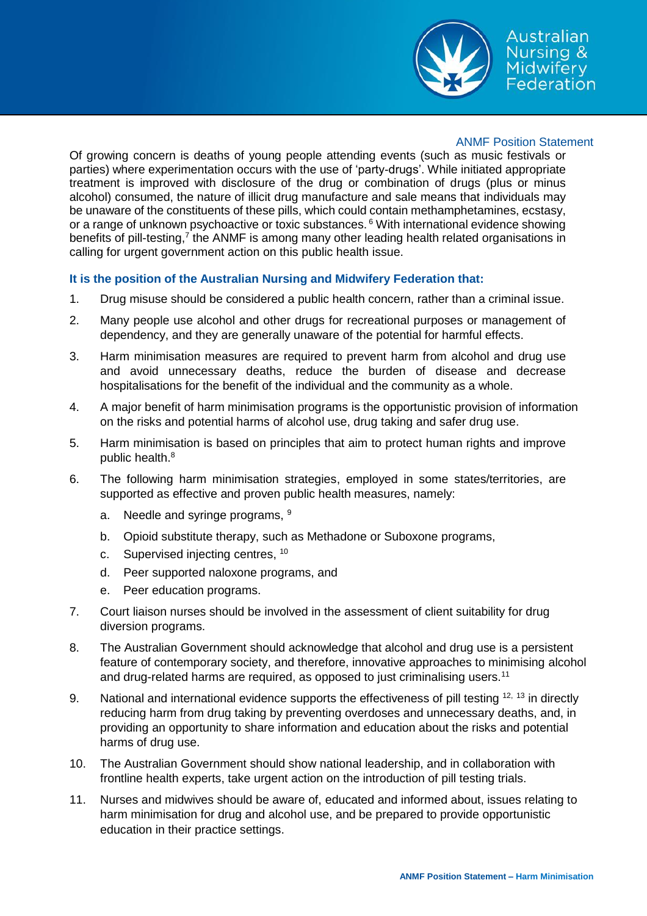Of growing concern is deaths of young people attending events (such as music festivals or parties) where experimentation occurs with the use of 'party-drugs'. While initiated appropriate treatment is improved with disclosure of the drug or combination of drugs (plus or minus alcohol) consumed, the nature of illicit drug manufacture and sale means that individuals may be unaware of the constituents of these pills, which could contain methamphetamines, ecstasy, or a range of unknown psychoactive or toxic substances.[6] With international evidence showing benefits of pill-testing,[7] the ANMF is among many other leading health related organisations in calling for urgent government action on this public health issue.

**It is the position of the Australian Nursing and Midwifery Federation that:**

1. Drug misuse should be considered a public health concern, rather than a criminal issue.
2. Many people use alcohol and other drugs for recreational purposes or management of dependency, and they are generally unaware of the potential for harmful effects.
3. Harm minimisation measures are required to prevent harm from alcohol and drug use and avoid unnecessary deaths, reduce the burden of disease and decrease hospitalisations for the benefit of the individual and the community as a whole.
4. A major benefit of harm minimisation programs is the opportunistic provision of information on the risks and potential harms of alcohol use, drug taking and safer drug use.
5. Harm minimisation is based on principles that aim to protect human rights and improve public health.[8]
6. The following harm minimisation strategies, employed in some states/territories, are supported as effective and proven public health measures, namely:
   a. Needle and syringe programs, [9]
   b. Opioid substitute therapy, such as Methadone or Suboxone programs,
   c. Supervised injecting centres, [10]
   d. Peer supported naloxone programs, and
   e. Peer education programs.
7. Court liaison nurses should be involved in the assessment of client suitability for drug diversion programs.
8. The Australian Government should acknowledge that alcohol and drug use is a persistent feature of contemporary society, and therefore, innovative approaches to minimising alcohol and drug-related harms are required, as opposed to just criminalising users.[11]
9. National and international evidence supports the effectiveness of pill testing [12, 13] in directly reducing harm from drug taking by preventing overdoses and unnecessary deaths, and, in providing an opportunity to share information and education about the risks and potential harms of drug use.
10. The Australian Government should show national leadership, and in collaboration with frontline health experts, take urgent action on the introduction of pill testing trials.
11. Nurses and midwives should be aware of, educated and informed about, issues relating to harm minimisation for drug and alcohol use, and be prepared to provide opportunistic education in their practice settings.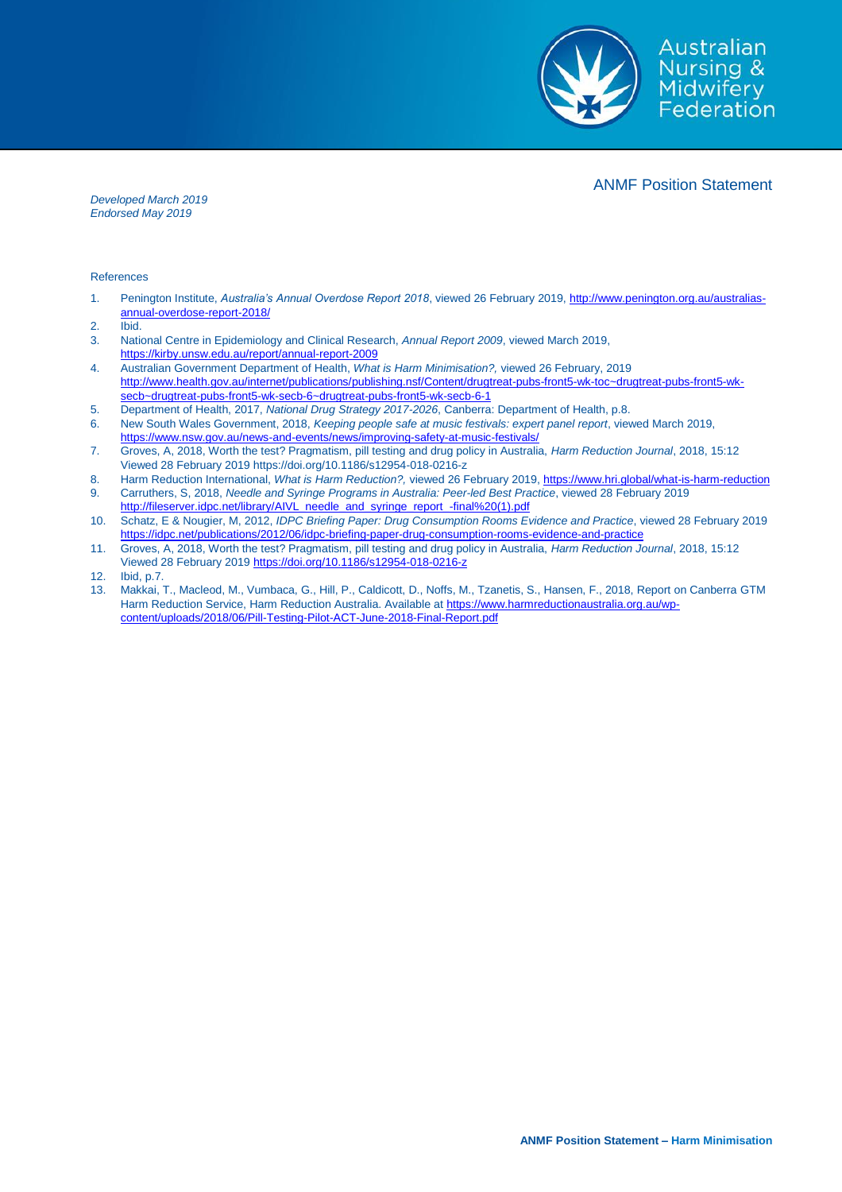ANMF Position Statement

*Developed March 2019*
*Endorsed May 2019*

References

1. Penington Institute, *Australia's Annual Overdose Report 2018*, viewed 26 February 2019, http://www.penington.org.au/australias-annual-overdose-report-2018/
2. Ibid.
3. National Centre in Epidemiology and Clinical Research, *Annual Report 2009*, viewed March 2019, https://kirby.unsw.edu.au/report/annual-report-2009
4. Australian Government Department of Health, *What is Harm Minimisation?,* viewed 26 February, 2019 http://www.health.gov.au/internet/publications/publishing.nsf/Content/drugtreat-pubs-front5-wk-toc~drugtreat-pubs-front5-wk-secb~drugtreat-pubs-front5-wk-secb-6~drugtreat-pubs-front5-wk-secb-6-1
5. Department of Health, 2017, *National Drug Strategy 2017-2026*, Canberra: Department of Health, p.8.
6. New South Wales Government, 2018, *Keeping people safe at music festivals: expert panel report*, viewed March 2019, https://www.nsw.gov.au/news-and-events/news/improving-safety-at-music-festivals/
7. Groves, A, 2018, Worth the test? Pragmatism, pill testing and drug policy in Australia, *Harm Reduction Journal*, 2018, 15:12 Viewed 28 February 2019 https://doi.org/10.1186/s12954-018-0216-z
8. Harm Reduction International, *What is Harm Reduction?,* viewed 26 February 2019, https://www.hri.global/what-is-harm-reduction
9. Carruthers, S, 2018, *Needle and Syringe Programs in Australia: Peer-led Best Practice*, viewed 28 February 2019 http://fileserver.idpc.net/library/AIVL_needle_and_syringe_report_-final%20(1).pdf
10. Schatz, E & Nougier, M, 2012, *IDPC Briefing Paper: Drug Consumption Rooms Evidence and Practice*, viewed 28 February 2019 https://idpc.net/publications/2012/06/idpc-briefing-paper-drug-consumption-rooms-evidence-and-practice
11. Groves, A, 2018, Worth the test? Pragmatism, pill testing and drug policy in Australia, *Harm Reduction Journal*, 2018, 15:12 Viewed 28 February 2019 https://doi.org/10.1186/s12954-018-0216-z
12. Ibid, p.7.
13. Makkai, T., Macleod, M., Vumbaca, G., Hill, P., Caldicott, D., Noffs, M., Tzanetis, S., Hansen, F., 2018, Report on Canberra GTM Harm Reduction Service, Harm Reduction Australia. Available at https://www.harmreductionaustralia.org.au/wp-content/uploads/2018/06/Pill-Testing-Pilot-ACT-June-2018-Final-Report.pdf